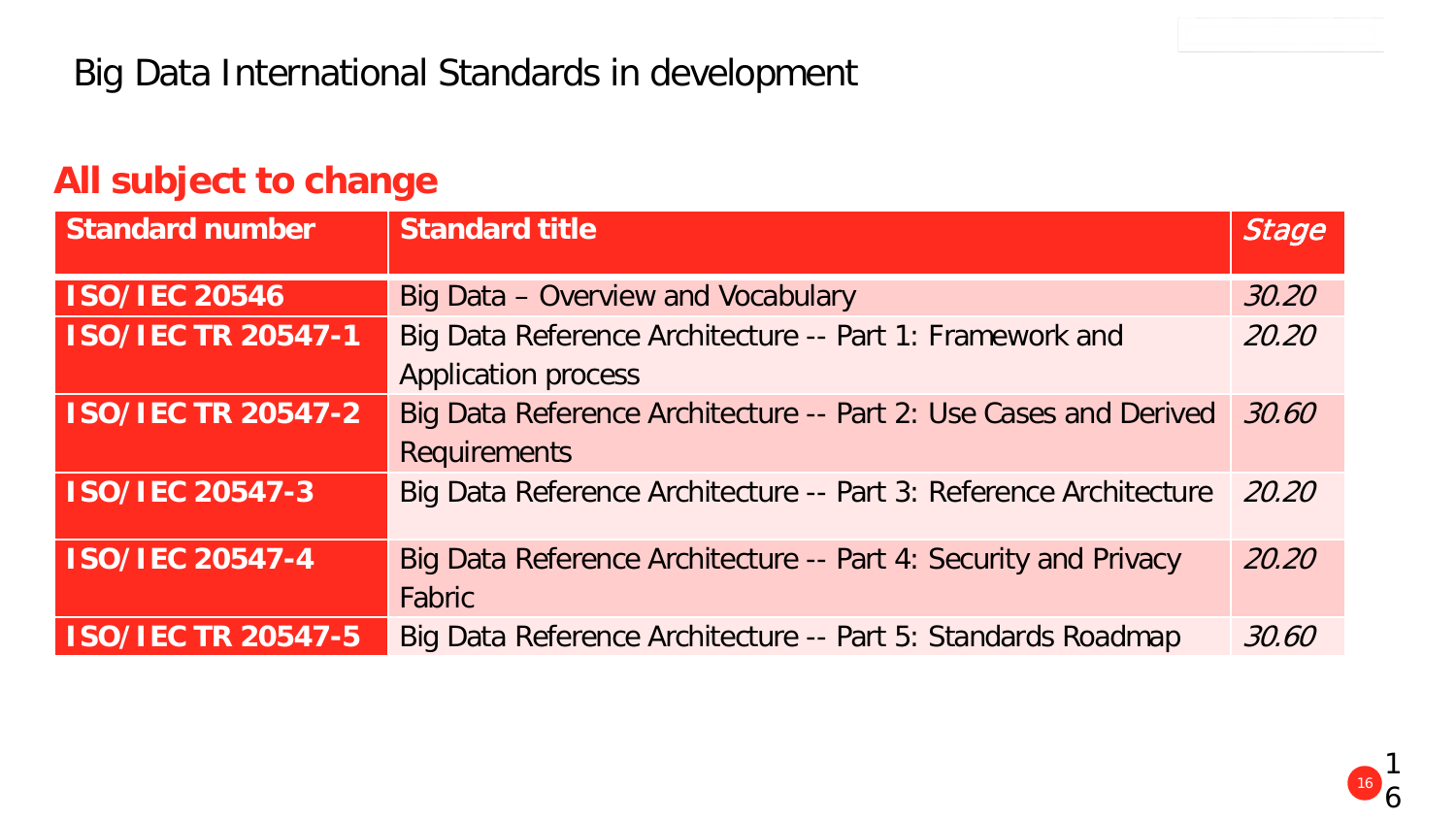# Big Data International Standards in development

## All subject to change

| Standard number | Standard title | *Stage* |
|---|---|---|
| **ISO/IEC 20546** | Big Data – Overview and Vocabulary | *30.20* |
| **ISO/IEC TR 20547-1** | Big Data Reference Architecture -- Part 1: Framework and Application process | *20.20* |
| **ISO/IEC TR 20547-2** | Big Data Reference Architecture -- Part 2: Use Cases and Derived Requirements | *30.60* |
| **ISO/IEC 20547-3** | Big Data Reference Architecture -- Part 3: Reference Architecture | *20.20* |
| **ISO/IEC 20547-4** | Big Data Reference Architecture -- Part 4: Security and Privacy Fabric | *20.20* |
| **ISO/IEC TR 20547-5** | Big Data Reference Architecture -- Part 5: Standards Roadmap | *30.60* |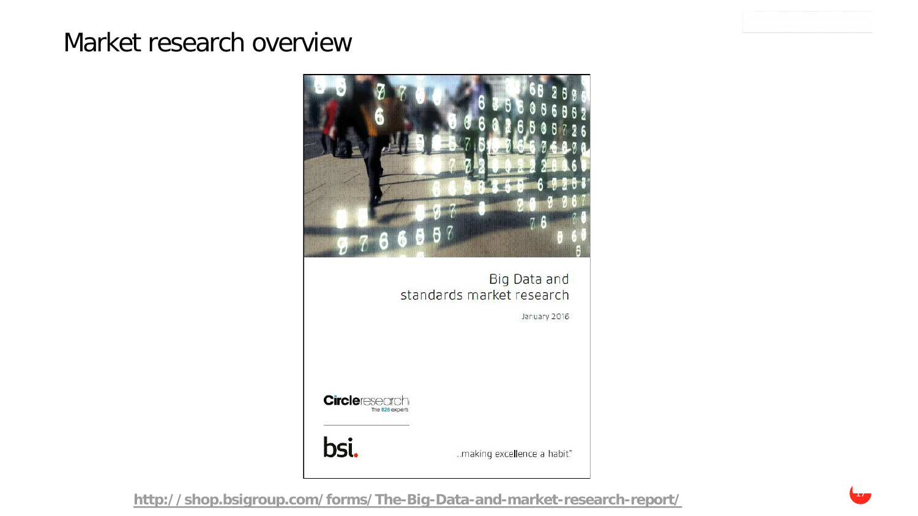# Market research overview

Big Data and standards market research

January 2016

Circleresearch The B2B experts

bsi.

...making excellence a habit.™

http://shop.bsigroup.com/forms/The-Big-Data-and-market-research-report/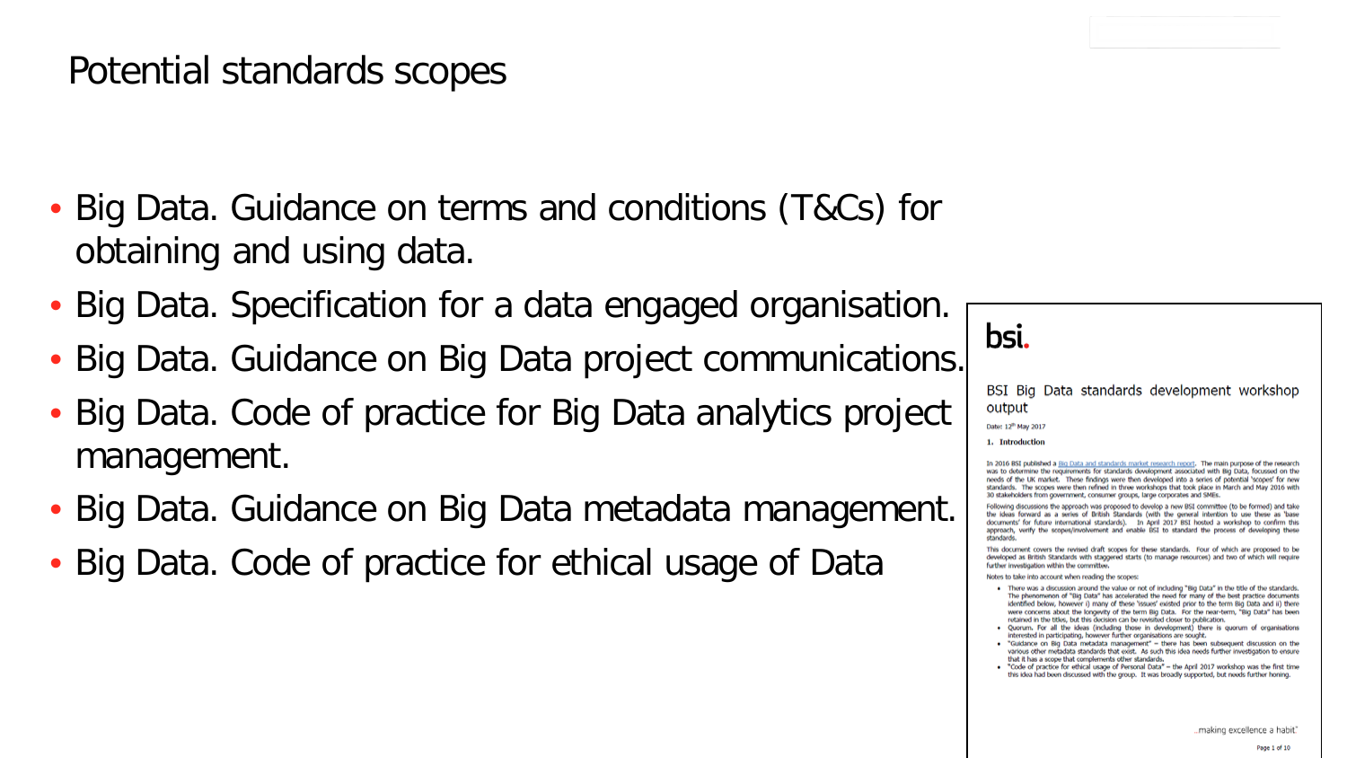# Potential standards scopes

- Big Data. Guidance on terms and conditions (T&Cs) for obtaining and using data.
- Big Data. Specification for a data engaged organisation.
- Big Data. Guidance on Big Data project communications.
- Big Data. Code of practice for Big Data analytics project management.
- Big Data. Guidance on Big Data metadata management.
- Big Data. Code of practice for ethical usage of Data

bsi.

BSI Big Data standards development workshop output

Date: 12th May 2017

**1. Introduction**

In 2016 BSI published a Big Data and standards market research report. The main purpose of the research was to determine the requirements for standards development associated with Big Data, focussed on the needs of the UK market. These findings were then developed into a series of potential 'scopes' for new standards. The scopes were then refined in three workshops that took place in March and May 2016 with 30 stakeholders from government, consumer groups, large corporates and SMEs.

Following discussions the approach was proposed to develop a new BSI committee (to be formed) and take the ideas forward as a series of British Standards (with the general intention to use these as 'base documents' for future international standards). In April 2017 BSI hosted a workshop to confirm this approach, verify the scopes/involvement and enable BSI to standard the process of developing these standards.

This document covers the revised draft scopes for these standards. Four of which are proposed to be developed as British Standards with staggered starts (to manage resources) and two of which will require further investigation within the committee.

Notes to take into account when reading the scopes:

- There was a discussion around the value or not of including "Big Data" in the title of the standards. The phenomenon of "Big Data" has accelerated the need for many of the best practice documents identified below, however i) many of these 'issues' existed prior to the term Big Data and ii) there were concerns about the longevity of the term Big Data. For the near-term, "Big Data" has been retained in the titles, but this decision can be revisited closer to publication.
- Quorum. For all the ideas (including those in development) there is quorum of organisations interested in participating, however further organisations are sought.
- "Guidance on Big Data metadata management" – there has been subsequent discussion on the various other metadata standards that exist. As such this idea needs further investigation to ensure that it has a scope that complements other standards.
- "Code of practice for ethical usage of Personal Data" – the April 2017 workshop was the first time this idea had been discussed with the group. It was broadly supported, but needs further honing.

...making excellence a habit.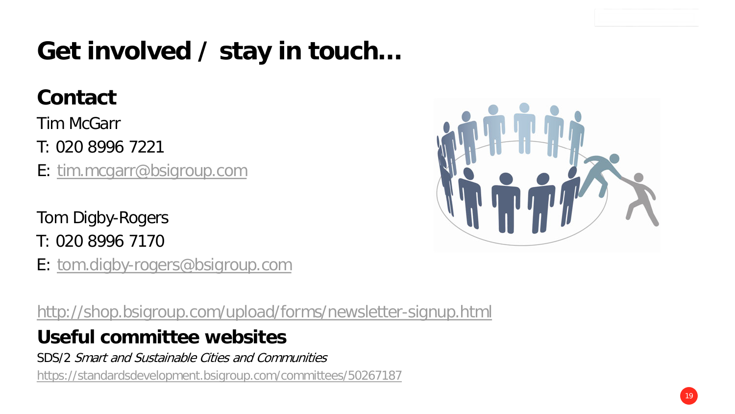# Get involved / stay in touch…

## Contact

Tim McGarr

T: 020 8996 7221

E: tim.mcgarr@bsigroup.com

Tom Digby-Rogers

T: 020 8996 7170

E: tom.digby-rogers@bsigroup.com

http://shop.bsigroup.com/upload/forms/newsletter-signup.html

## Useful committee websites

SDS/2 *Smart and Sustainable Cities and Communities*

https://standardsdevelopment.bsigroup.com/committees/50267187